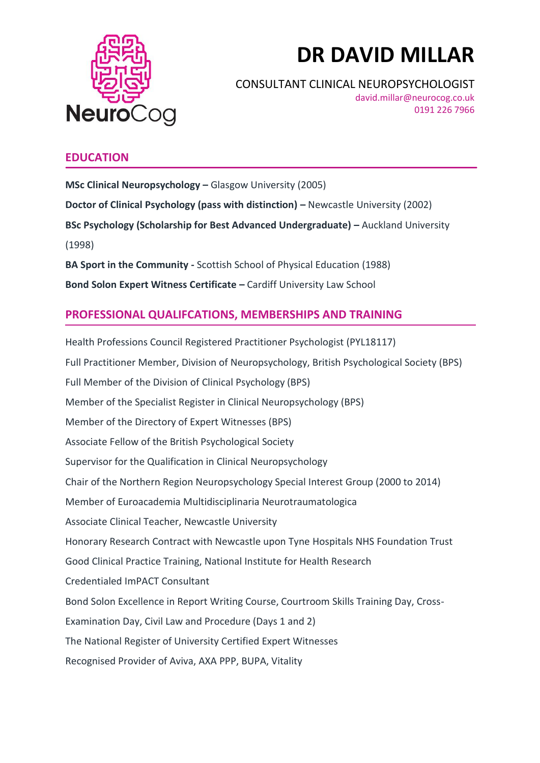NeuroCog

# DR DAVID MILLAR

CONSULTANT CLINICAL NEUROPSYCHOLOGIST

david.millar@neurocog.co.uk

0191 226 7966

## EDUCATION

**MSc Clinical Neuropsychology –** Glasgow University (2005)

**Doctor of Clinical Psychology (pass with distinction) –** Newcastle University (2002)

**BSc Psychology (Scholarship for Best Advanced Undergraduate) –** Auckland University (1998)

**BA Sport in the Community -** Scottish School of Physical Education (1988)

**Bond Solon Expert Witness Certificate –** Cardiff University Law School

## PROFESSIONAL QUALIFCATIONS, MEMBERSHIPS AND TRAINING

Health Professions Council Registered Practitioner Psychologist (PYL18117)

Full Practitioner Member, Division of Neuropsychology, British Psychological Society (BPS)

Full Member of the Division of Clinical Psychology (BPS)

Member of the Specialist Register in Clinical Neuropsychology (BPS)

Member of the Directory of Expert Witnesses (BPS)

Associate Fellow of the British Psychological Society

Supervisor for the Qualification in Clinical Neuropsychology

Chair of the Northern Region Neuropsychology Special Interest Group (2000 to 2014)

Member of Euroacademia Multidisciplinaria Neurotraumatologica

Associate Clinical Teacher, Newcastle University

Honorary Research Contract with Newcastle upon Tyne Hospitals NHS Foundation Trust

Good Clinical Practice Training, National Institute for Health Research

Credentialed ImPACT Consultant

Bond Solon Excellence in Report Writing Course, Courtroom Skills Training Day, Cross-Examination Day, Civil Law and Procedure (Days 1 and 2)

The National Register of University Certified Expert Witnesses

Recognised Provider of Aviva, AXA PPP, BUPA, Vitality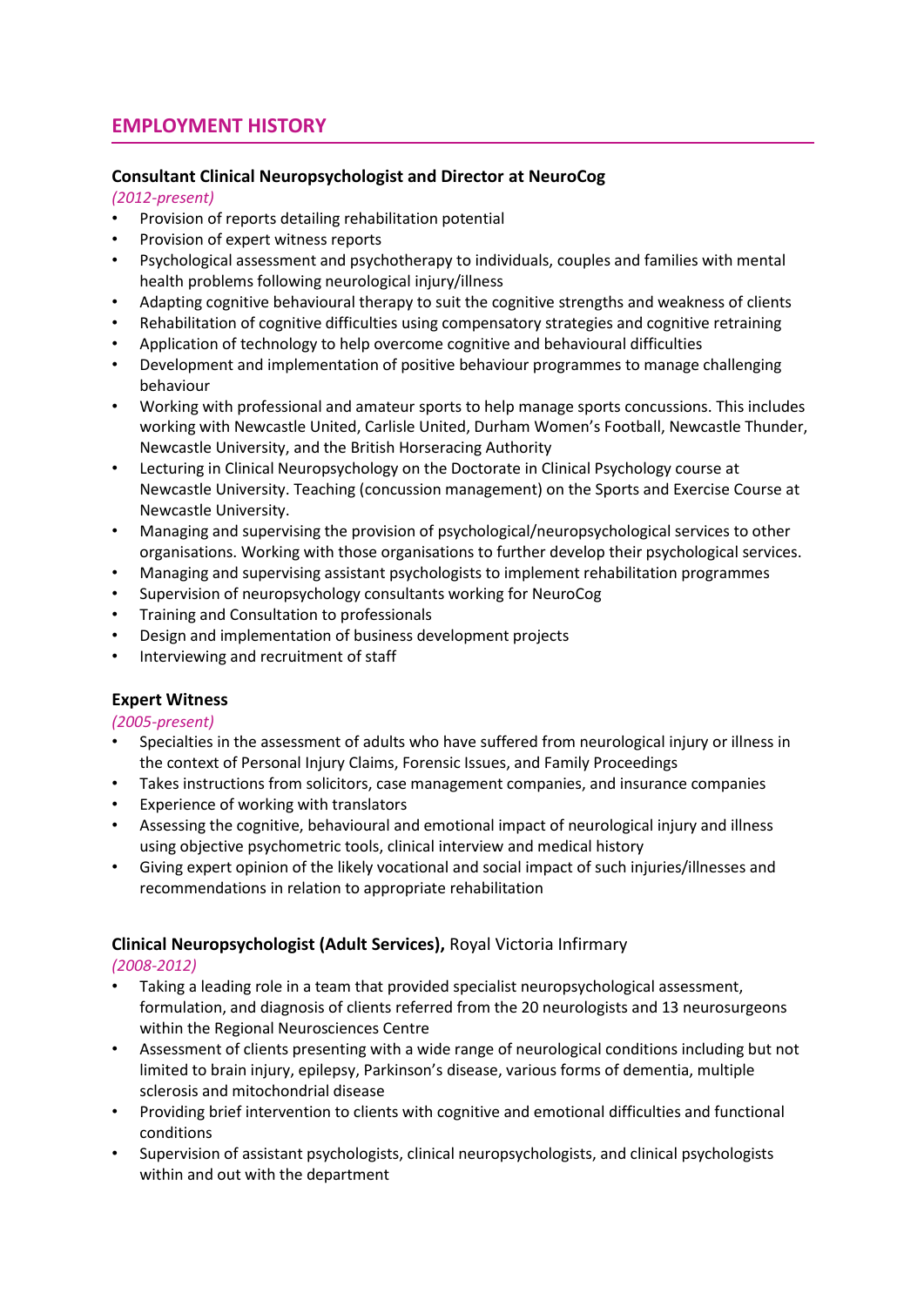## EMPLOYMENT HISTORY

### Consultant Clinical Neuropsychologist and Director at NeuroCog

*(2012-present)*

- Provision of reports detailing rehabilitation potential
- Provision of expert witness reports
- Psychological assessment and psychotherapy to individuals, couples and families with mental health problems following neurological injury/illness
- Adapting cognitive behavioural therapy to suit the cognitive strengths and weakness of clients
- Rehabilitation of cognitive difficulties using compensatory strategies and cognitive retraining
- Application of technology to help overcome cognitive and behavioural difficulties
- Development and implementation of positive behaviour programmes to manage challenging behaviour
- Working with professional and amateur sports to help manage sports concussions. This includes working with Newcastle United, Carlisle United, Durham Women's Football, Newcastle Thunder, Newcastle University, and the British Horseracing Authority
- Lecturing in Clinical Neuropsychology on the Doctorate in Clinical Psychology course at Newcastle University. Teaching (concussion management) on the Sports and Exercise Course at Newcastle University.
- Managing and supervising the provision of psychological/neuropsychological services to other organisations. Working with those organisations to further develop their psychological services.
- Managing and supervising assistant psychologists to implement rehabilitation programmes
- Supervision of neuropsychology consultants working for NeuroCog
- Training and Consultation to professionals
- Design and implementation of business development projects
- Interviewing and recruitment of staff

### Expert Witness

*(2005-present)*

- Specialties in the assessment of adults who have suffered from neurological injury or illness in the context of Personal Injury Claims, Forensic Issues, and Family Proceedings
- Takes instructions from solicitors, case management companies, and insurance companies
- Experience of working with translators
- Assessing the cognitive, behavioural and emotional impact of neurological injury and illness using objective psychometric tools, clinical interview and medical history
- Giving expert opinion of the likely vocational and social impact of such injuries/illnesses and recommendations in relation to appropriate rehabilitation

### **Clinical Neuropsychologist (Adult Services),** Royal Victoria Infirmary

*(2008-2012)*

- Taking a leading role in a team that provided specialist neuropsychological assessment, formulation, and diagnosis of clients referred from the 20 neurologists and 13 neurosurgeons within the Regional Neurosciences Centre
- Assessment of clients presenting with a wide range of neurological conditions including but not limited to brain injury, epilepsy, Parkinson's disease, various forms of dementia, multiple sclerosis and mitochondrial disease
- Providing brief intervention to clients with cognitive and emotional difficulties and functional conditions
- Supervision of assistant psychologists, clinical neuropsychologists, and clinical psychologists within and out with the department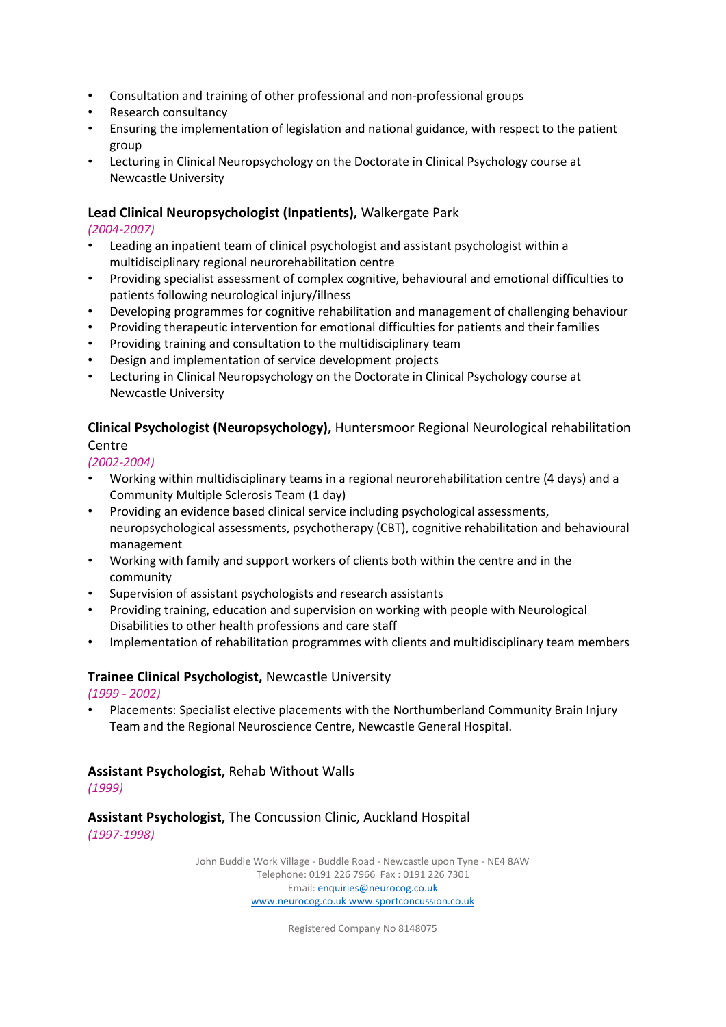- Consultation and training of other professional and non-professional groups
- Research consultancy
- Ensuring the implementation of legislation and national guidance, with respect to the patient group
- Lecturing in Clinical Neuropsychology on the Doctorate in Clinical Psychology course at Newcastle University

**Lead Clinical Neuropsychologist (Inpatients),** Walkergate Park

*(2004-2007)*

- Leading an inpatient team of clinical psychologist and assistant psychologist within a multidisciplinary regional neurorehabilitation centre
- Providing specialist assessment of complex cognitive, behavioural and emotional difficulties to patients following neurological injury/illness
- Developing programmes for cognitive rehabilitation and management of challenging behaviour
- Providing therapeutic intervention for emotional difficulties for patients and their families
- Providing training and consultation to the multidisciplinary team
- Design and implementation of service development projects
- Lecturing in Clinical Neuropsychology on the Doctorate in Clinical Psychology course at Newcastle University

**Clinical Psychologist (Neuropsychology),** Huntersmoor Regional Neurological rehabilitation Centre

*(2002-2004)*

- Working within multidisciplinary teams in a regional neurorehabilitation centre (4 days) and a Community Multiple Sclerosis Team (1 day)
- Providing an evidence based clinical service including psychological assessments, neuropsychological assessments, psychotherapy (CBT), cognitive rehabilitation and behavioural management
- Working with family and support workers of clients both within the centre and in the community
- Supervision of assistant psychologists and research assistants
- Providing training, education and supervision on working with people with Neurological Disabilities to other health professions and care staff
- Implementation of rehabilitation programmes with clients and multidisciplinary team members

**Trainee Clinical Psychologist,** Newcastle University

*(1999 - 2002)*

- Placements: Specialist elective placements with the Northumberland Community Brain Injury Team and the Regional Neuroscience Centre, Newcastle General Hospital.

**Assistant Psychologist,** Rehab Without Walls

*(1999)*

**Assistant Psychologist,** The Concussion Clinic, Auckland Hospital

*(1997-1998)*